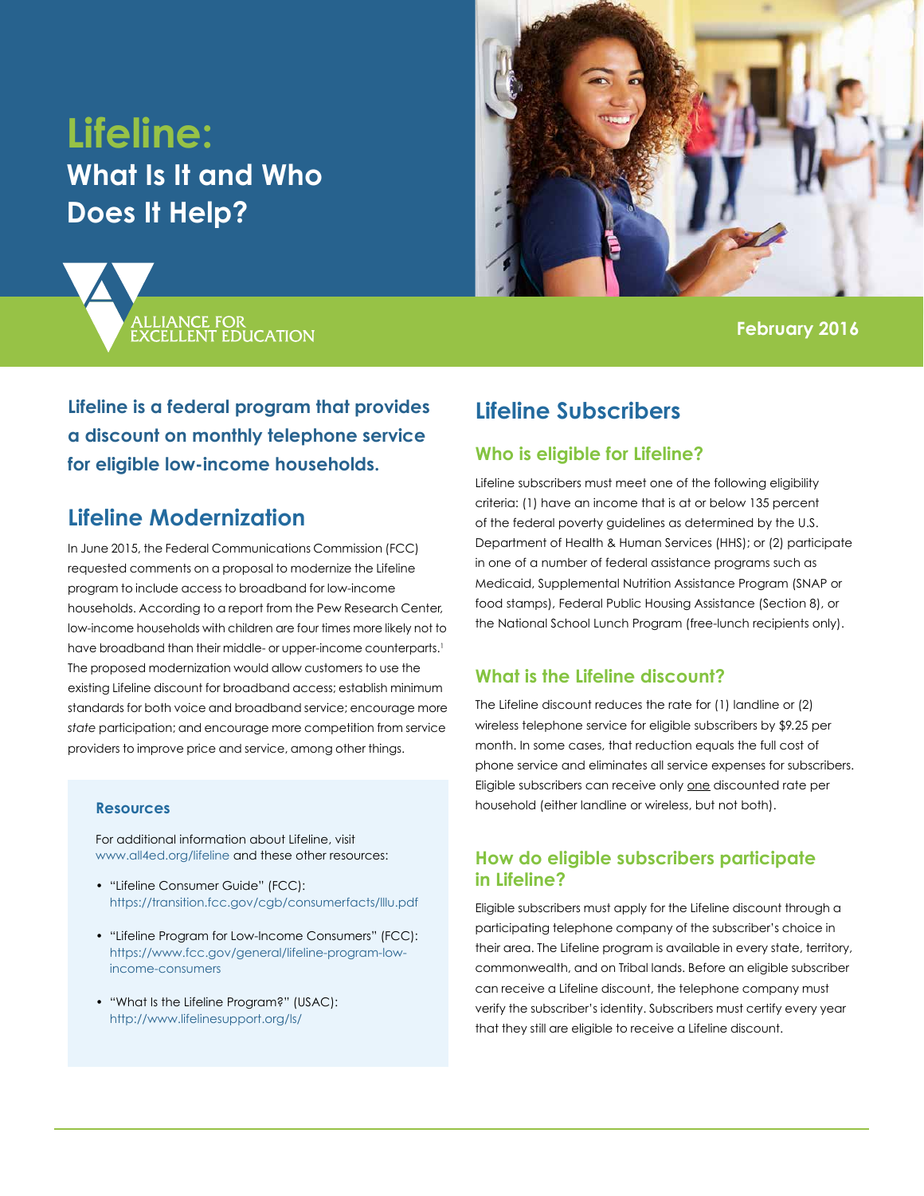# Lifeline: What Is It and Who Does It Help?

ALLIANCE FOR EXCELLENT EDUCATION

February 2016

**Lifeline is a federal program that provides a discount on monthly telephone service for eligible low-income households.**

## Lifeline Modernization

In June 2015, the Federal Communications Commission (FCC) requested comments on a proposal to modernize the Lifeline program to include access to broadband for low-income households. According to a report from the Pew Research Center, low-income households with children are four times more likely not to have broadband than their middle- or upper-income counterparts.[1] The proposed modernization would allow customers to use the existing Lifeline discount for broadband access; establish minimum standards for both voice and broadband service; encourage more *state* participation; and encourage more competition from service providers to improve price and service, among other things.

### Resources

For additional information about Lifeline, visit www.all4ed.org/lifeline and these other resources:

- "Lifeline Consumer Guide" (FCC): https://transition.fcc.gov/cgb/consumerfacts/lllu.pdf
- "Lifeline Program for Low-Income Consumers" (FCC): https://www.fcc.gov/general/lifeline-program-low-income-consumers
- "What Is the Lifeline Program?" (USAC): http://www.lifelinesupport.org/ls/

## Lifeline Subscribers

### Who is eligible for Lifeline?

Lifeline subscribers must meet one of the following eligibility criteria: (1) have an income that is at or below 135 percent of the federal poverty guidelines as determined by the U.S. Department of Health & Human Services (HHS); or (2) participate in one of a number of federal assistance programs such as Medicaid, Supplemental Nutrition Assistance Program (SNAP or food stamps), Federal Public Housing Assistance (Section 8), or the National School Lunch Program (free-lunch recipients only).

### What is the Lifeline discount?

The Lifeline discount reduces the rate for (1) landline or (2) wireless telephone service for eligible subscribers by $9.25 per month. In some cases, that reduction equals the full cost of phone service and eliminates all service expenses for subscribers. Eligible subscribers can receive only one discounted rate per household (either landline or wireless, but not both).

### How do eligible subscribers participate in Lifeline?

Eligible subscribers must apply for the Lifeline discount through a participating telephone company of the subscriber's choice in their area. The Lifeline program is available in every state, territory, commonwealth, and on Tribal lands. Before an eligible subscriber can receive a Lifeline discount, the telephone company must verify the subscriber's identity. Subscribers must certify every year that they still are eligible to receive a Lifeline discount.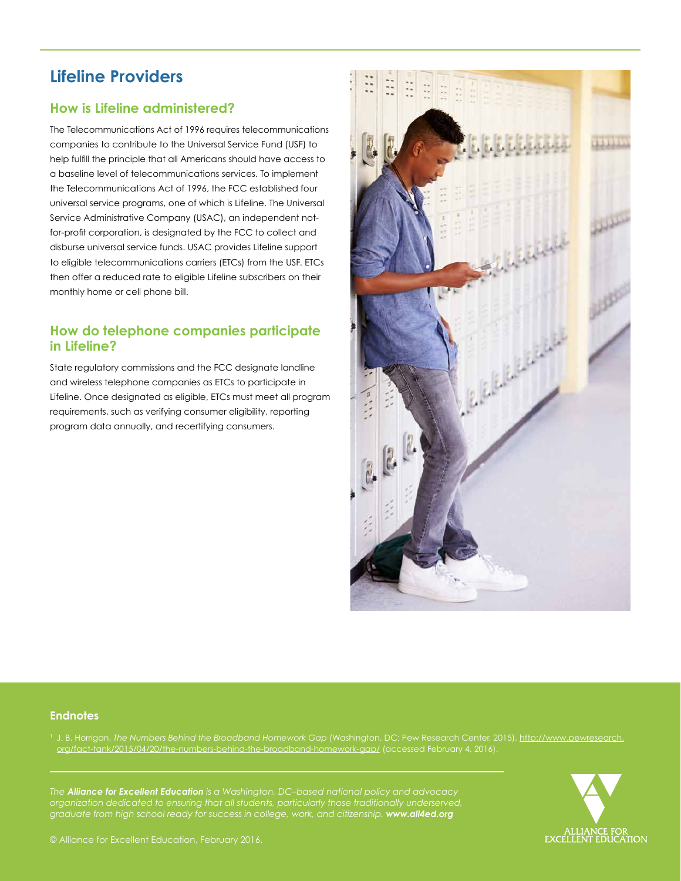## Lifeline Providers

### How is Lifeline administered?

The Telecommunications Act of 1996 requires telecommunications companies to contribute to the Universal Service Fund (USF) to help fulfill the principle that all Americans should have access to a baseline level of telecommunications services. To implement the Telecommunications Act of 1996, the FCC established four universal service programs, one of which is Lifeline. The Universal Service Administrative Company (USAC), an independent not-for-profit corporation, is designated by the FCC to collect and disburse universal service funds. USAC provides Lifeline support to eligible telecommunications carriers (ETCs) from the USF. ETCs then offer a reduced rate to eligible Lifeline subscribers on their monthly home or cell phone bill.

### How do telephone companies participate in Lifeline?

State regulatory commissions and the FCC designate landline and wireless telephone companies as ETCs to participate in Lifeline. Once designated as eligible, ETCs must meet all program requirements, such as verifying consumer eligibility, reporting program data annually, and recertifying consumers.

#### Endnotes

[1] J. B. Horrigan, *The Numbers Behind the Broadband Homework Gap* (Washington, DC: Pew Research Center, 2015), http://www.pewresearch.org/fact-tank/2015/04/20/the-numbers-behind-the-broadband-homework-gap/ (accessed February 4, 2016).

*The **Alliance for Excellent Education** is a Washington, DC–based national policy and advocacy organization dedicated to ensuring that all students, particularly those traditionally underserved, graduate from high school ready for success in college, work, and citizenship.* ***www.all4ed.org***

© Alliance for Excellent Education, February 2016.

ALLIANCE FOR EXCELLENT EDUCATION